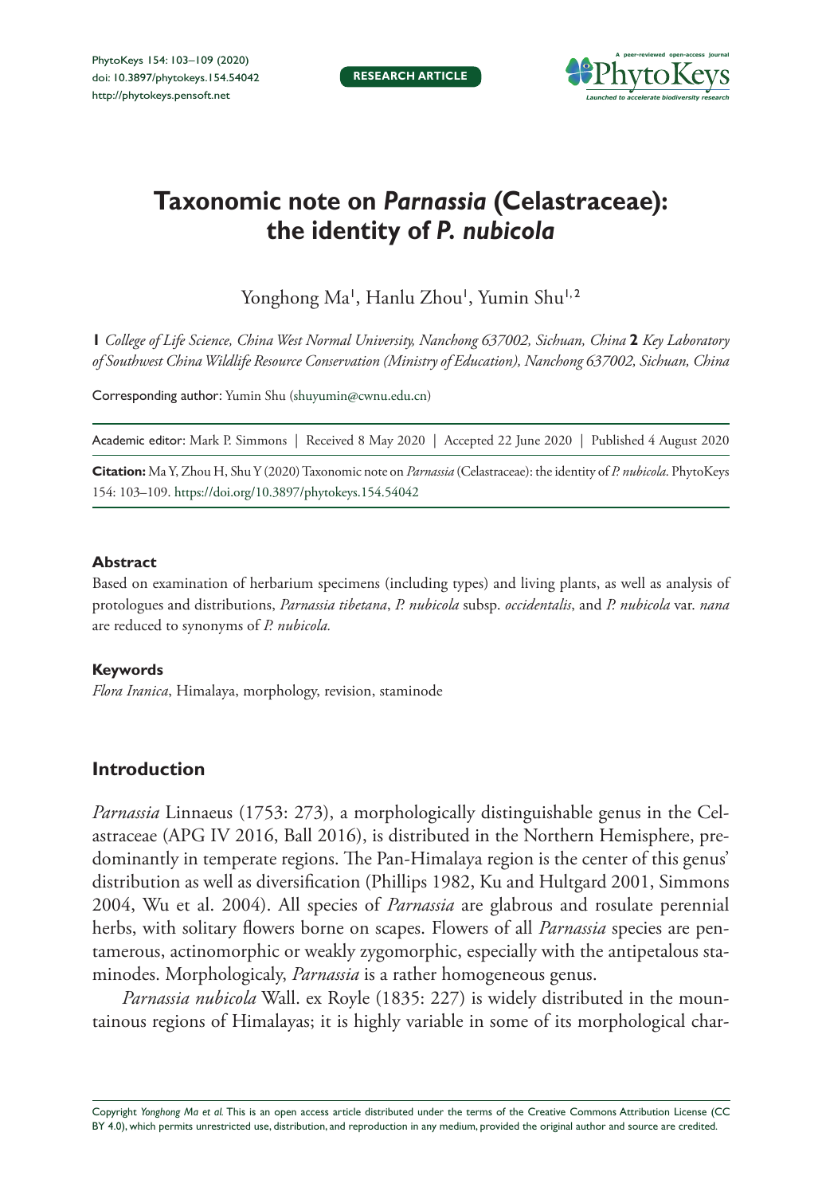RESEARCH ARTICLE

# Taxonomic note on *Parnassia* (Celastraceae): the identity of *P. nubicola*

Yonghong Ma[1], Hanlu Zhou[1], Yumin Shu[1,2]

**1** *College of Life Science, China West Normal University, Nanchong 637002, Sichuan, China* **2** *Key Laboratory of Southwest China Wildlife Resource Conservation (Ministry of Education), Nanchong 637002, Sichuan, China*

Corresponding author: Yumin Shu (shuyumin@cwnu.edu.cn)

Academic editor: Mark P. Simmons | Received 8 May 2020 | Accepted 22 June 2020 | Published 4 August 2020

**Citation:** Ma Y, Zhou H, Shu Y (2020) Taxonomic note on *Parnassia* (Celastraceae): the identity of *P. nubicola*. PhytoKeys 154: 103–109. https://doi.org/10.3897/phytokeys.154.54042

### Abstract

Based on examination of herbarium specimens (including types) and living plants, as well as analysis of protologues and distributions, *Parnassia tibetana*, *P. nubicola* subsp. *occidentalis*, and *P. nubicola* var. *nana* are reduced to synonyms of *P. nubicola.*

### Keywords

*Flora Iranica*, Himalaya, morphology, revision, staminode

## Introduction

*Parnassia* Linnaeus (1753: 273), a morphologically distinguishable genus in the Celastraceae (APG IV 2016, Ball 2016), is distributed in the Northern Hemisphere, predominantly in temperate regions. The Pan-Himalaya region is the center of this genus' distribution as well as diversification (Phillips 1982, Ku and Hultgard 2001, Simmons 2004, Wu et al. 2004). All species of *Parnassia* are glabrous and rosulate perennial herbs, with solitary flowers borne on scapes. Flowers of all *Parnassia* species are pentamerous, actinomorphic or weakly zygomorphic, especially with the antipetalous staminodes. Morphologicaly, *Parnassia* is a rather homogeneous genus.

*Parnassia nubicola* Wall. ex Royle (1835: 227) is widely distributed in the mountainous regions of Himalayas; it is highly variable in some of its morphological char-

Copyright *Yonghong Ma et al.* This is an open access article distributed under the terms of the Creative Commons Attribution License (CC BY 4.0), which permits unrestricted use, distribution, and reproduction in any medium, provided the original author and source are credited.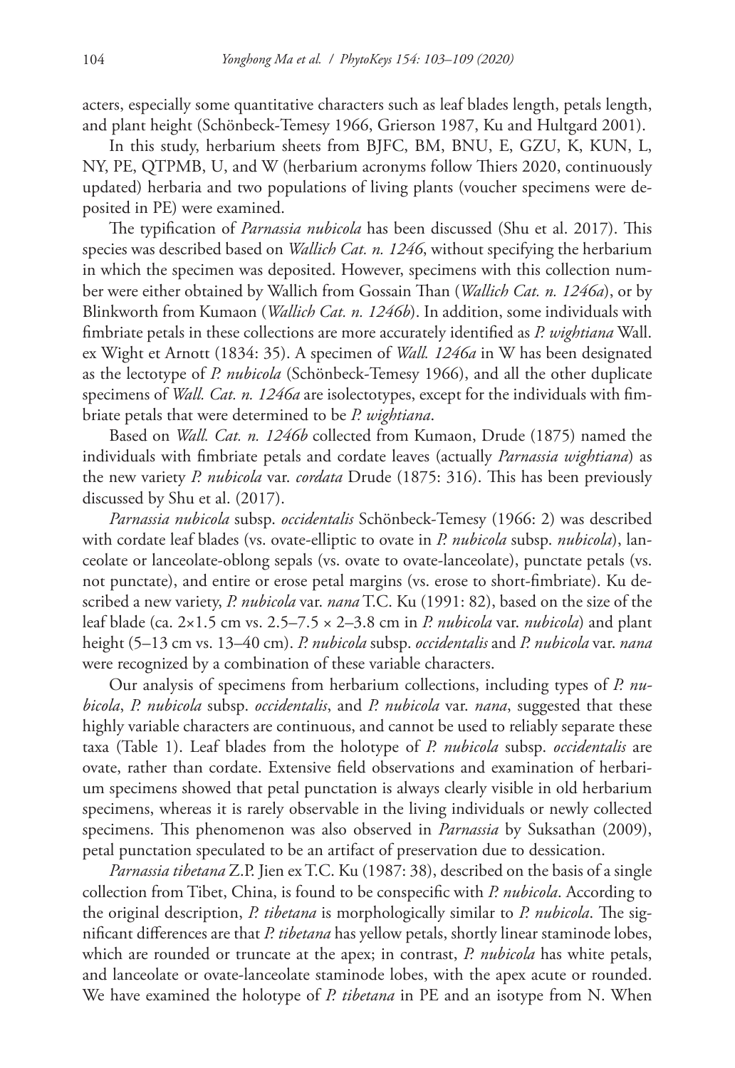acters, especially some quantitative characters such as leaf blades length, petals length, and plant height (Schönbeck-Temesy 1966, Grierson 1987, Ku and Hultgard 2001).

In this study, herbarium sheets from BJFC, BM, BNU, E, GZU, K, KUN, L, NY, PE, QTPMB, U, and W (herbarium acronyms follow Thiers 2020, continuously updated) herbaria and two populations of living plants (voucher specimens were deposited in PE) were examined.

The typification of *Parnassia nubicola* has been discussed (Shu et al. 2017). This species was described based on *Wallich Cat. n. 1246*, without specifying the herbarium in which the specimen was deposited. However, specimens with this collection number were either obtained by Wallich from Gossain Than (*Wallich Cat. n. 1246a*), or by Blinkworth from Kumaon (*Wallich Cat. n. 1246b*). In addition, some individuals with fimbriate petals in these collections are more accurately identified as *P. wightiana* Wall. ex Wight et Arnott (1834: 35). A specimen of *Wall. 1246a* in W has been designated as the lectotype of *P. nubicola* (Schönbeck-Temesy 1966), and all the other duplicate specimens of *Wall. Cat. n. 1246a* are isolectotypes, except for the individuals with fimbriate petals that were determined to be *P. wightiana*.

Based on *Wall. Cat. n. 1246b* collected from Kumaon, Drude (1875) named the individuals with fimbriate petals and cordate leaves (actually *Parnassia wightiana*) as the new variety *P. nubicola* var. *cordata* Drude (1875: 316). This has been previously discussed by Shu et al. (2017).

*Parnassia nubicola* subsp. *occidentalis* Schönbeck-Temesy (1966: 2) was described with cordate leaf blades (vs. ovate-elliptic to ovate in *P. nubicola* subsp. *nubicola*), lanceolate or lanceolate-oblong sepals (vs. ovate to ovate-lanceolate), punctate petals (vs. not punctate), and entire or erose petal margins (vs. erose to short-fimbriate). Ku described a new variety, *P. nubicola* var. *nana* T.C. Ku (1991: 82), based on the size of the leaf blade (ca. 2×1.5 cm vs. 2.5–7.5 × 2–3.8 cm in *P. nubicola* var. *nubicola*) and plant height (5–13 cm vs. 13–40 cm). *P. nubicola* subsp. *occidentalis* and *P. nubicola* var. *nana* were recognized by a combination of these variable characters.

Our analysis of specimens from herbarium collections, including types of *P. nubicola*, *P. nubicola* subsp. *occidentalis*, and *P. nubicola* var. *nana*, suggested that these highly variable characters are continuous, and cannot be used to reliably separate these taxa (Table 1). Leaf blades from the holotype of *P. nubicola* subsp. *occidentalis* are ovate, rather than cordate. Extensive field observations and examination of herbarium specimens showed that petal punctation is always clearly visible in old herbarium specimens, whereas it is rarely observable in the living individuals or newly collected specimens. This phenomenon was also observed in *Parnassia* by Suksathan (2009), petal punctation speculated to be an artifact of preservation due to dessication.

*Parnassia tibetana* Z.P. Jien ex T.C. Ku (1987: 38), described on the basis of a single collection from Tibet, China, is found to be conspecific with *P. nubicola*. According to the original description, *P. tibetana* is morphologically similar to *P. nubicola*. The significant differences are that *P. tibetana* has yellow petals, shortly linear staminode lobes, which are rounded or truncate at the apex; in contrast, *P. nubicola* has white petals, and lanceolate or ovate-lanceolate staminode lobes, with the apex acute or rounded. We have examined the holotype of *P. tibetana* in PE and an isotype from N. When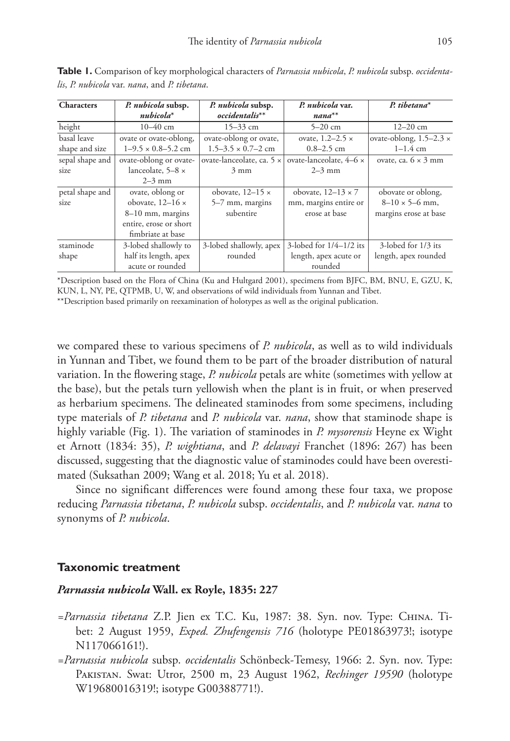**Table 1.** Comparison of key morphological characters of *Parnassia nubicola*, *P. nubicola* subsp. *occidentalis*, *P. nubicola* var. *nana*, and *P. tibetana*.

| Characters | *P. nubicola* subsp. *nubicola** | *P. nubicola* subsp. *occidentalis*** | *P. nubicola* var. *nana*** | *P. tibetana** |
|---|---|---|---|---|
| height | 10–40 cm | 15–33 cm | 5–20 cm | 12–20 cm |
| basal leave shape and size | ovate or ovate-oblong, 1–9.5 × 0.8–5.2 cm | ovate-oblong or ovate, 1.5–3.5 × 0.7–2 cm | ovate, 1.2–2.5 × 0.8–2.5 cm | ovate-oblong, 1.5–2.3 × 1–1.4 cm |
| sepal shape and size | ovate-oblong or ovate-lanceolate, 5–8 × 2–3 mm | ovate-lanceolate, ca. 5 × 3 mm | ovate-lanceolate, 4–6 × 2–3 mm | ovate, ca. 6 × 3 mm |
| petal shape and size | ovate, oblong or obovate, 12–16 × 8–10 mm, margins entire, erose or short fimbriate at base | obovate, 12–15 × 5–7 mm, margins subentire | obovate, 12–13 × 7 mm, margins entire or erose at base | obovate or oblong, 8–10 × 5–6 mm, margins erose at base |
| staminode shape | 3-lobed shallowly to half its length, apex acute or rounded | 3-lobed shallowly, apex rounded | 3-lobed for 1/4–1/2 its length, apex acute or rounded | 3-lobed for 1/3 its length, apex rounded |

*Description based on the Flora of China (Ku and Hultgard 2001), specimens from BJFC, BM, BNU, E, GZU, K, KUN, L, NY, PE, QTPMB, U, W, and observations of wild individuals from Yunnan and Tibet.
**Description based primarily on reexamination of holotypes as well as the original publication.

we compared these to various specimens of *P. nubicola*, as well as to wild individuals in Yunnan and Tibet, we found them to be part of the broader distribution of natural variation. In the flowering stage, *P. nubicola* petals are white (sometimes with yellow at the base), but the petals turn yellowish when the plant is in fruit, or when preserved as herbarium specimens. The delineated staminodes from some specimens, including type materials of *P. tibetana* and *P. nubicola* var. *nana*, show that staminode shape is highly variable (Fig. 1). The variation of staminodes in *P. mysorensis* Heyne ex Wight et Arnott (1834: 35), *P. wightiana*, and *P. delavayi* Franchet (1896: 267) has been discussed, suggesting that the diagnostic value of staminodes could have been overestimated (Suksathan 2009; Wang et al. 2018; Yu et al. 2018).

Since no significant differences were found among these four taxa, we propose reducing *Parnassia tibetana*, *P. nubicola* subsp. *occidentalis*, and *P. nubicola* var. *nana* to synonyms of *P. nubicola*.

## Taxonomic treatment

### *Parnassia nubicola* Wall. ex Royle, 1835: 227

=*Parnassia tibetana* Z.P. Jien ex T.C. Ku, 1987: 38. Syn. nov. Type: China. Tibet: 2 August 1959, *Exped. Zhufengensis 716* (holotype PE01863973!; isotype N117066161!).

=*Parnassia nubicola* subsp. *occidentalis* Schönbeck-Temesy, 1966: 2. Syn. nov. Type: Pakistan. Swat: Utror, 2500 m, 23 August 1962, *Rechinger 19590* (holotype W19680016319!; isotype G00388771!).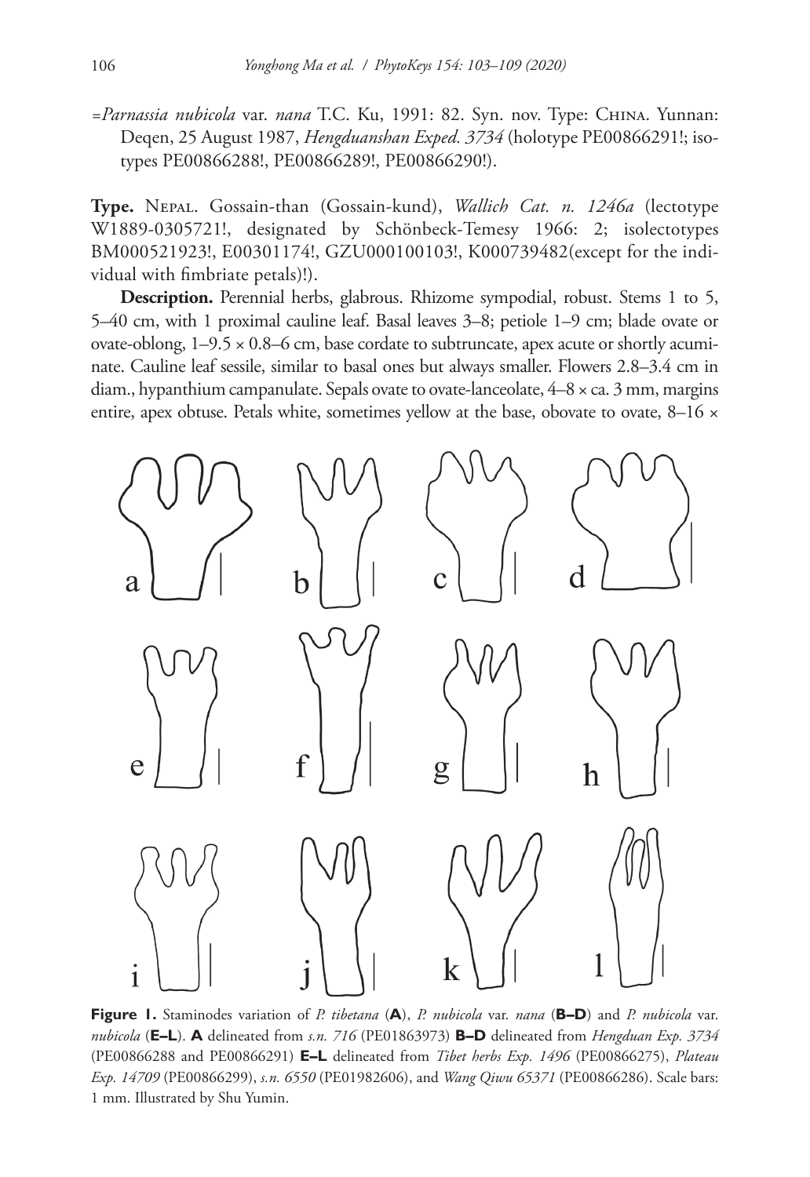=*Parnassia nubicola* var. *nana* T.C. Ku, 1991: 82. Syn. nov. Type: China. Yunnan: Deqen, 25 August 1987, *Hengduanshan Exped. 3734* (holotype PE00866291!; isotypes PE00866288!, PE00866289!, PE00866290!).

**Type.** Nepal. Gossain-than (Gossain-kund), *Wallich Cat. n. 1246a* (lectotype W1889-0305721!, designated by Schönbeck-Temesy 1966: 2; isolectotypes BM000521923!, E00301174!, GZU000100103!, K000739482(except for the individual with fimbriate petals)!).

**Description.** Perennial herbs, glabrous. Rhizome sympodial, robust. Stems 1 to 5, 5–40 cm, with 1 proximal cauline leaf. Basal leaves 3–8; petiole 1–9 cm; blade ovate or ovate-oblong, 1–9.5 × 0.8–6 cm, base cordate to subtruncate, apex acute or shortly acuminate. Cauline leaf sessile, similar to basal ones but always smaller. Flowers 2.8–3.4 cm in diam., hypanthium campanulate. Sepals ovate to ovate-lanceolate, 4–8 × ca. 3 mm, margins entire, apex obtuse. Petals white, sometimes yellow at the base, obovate to ovate, 8–16 ×

**Figure 1.** Staminodes variation of *P. tibetana* (**A**), *P. nubicola* var. *nana* (**B–D**) and *P. nubicola* var. *nubicola* (**E–L**). **A** delineated from *s.n. 716* (PE01863973) **B–D** delineated from *Hengduan Exp. 3734* (PE00866288 and PE00866291) **E–L** delineated from *Tibet herbs Exp. 1496* (PE00866275), *Plateau Exp. 14709* (PE00866299), *s.n. 6550* (PE01982606), and *Wang Qiwu 65371* (PE00866286). Scale bars: 1 mm. Illustrated by Shu Yumin.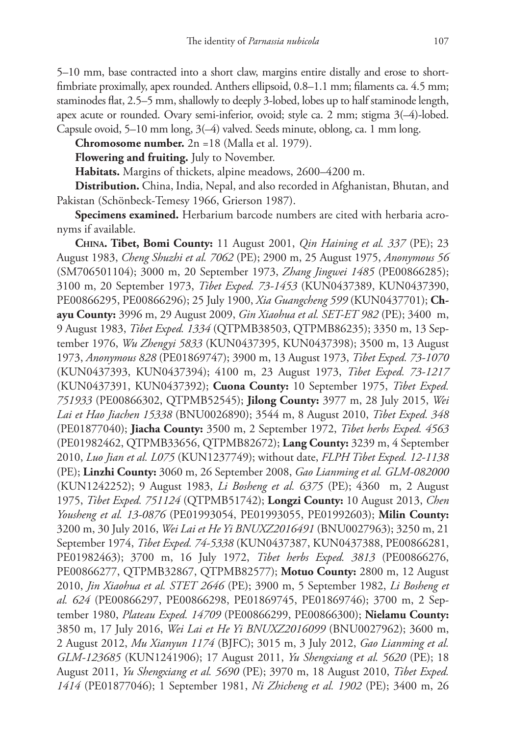5–10 mm, base contracted into a short claw, margins entire distally and erose to short-fimbriate proximally, apex rounded. Anthers ellipsoid, 0.8–1.1 mm; filaments ca. 4.5 mm; staminodes flat, 2.5–5 mm, shallowly to deeply 3-lobed, lobes up to half staminode length, apex acute or rounded. Ovary semi-inferior, ovoid; style ca. 2 mm; stigma 3(–4)-lobed. Capsule ovoid, 5–10 mm long, 3(–4) valved. Seeds minute, oblong, ca. 1 mm long.

**Chromosome number.** 2n =18 (Malla et al. 1979).

**Flowering and fruiting.** July to November.

**Habitats.** Margins of thickets, alpine meadows, 2600–4200 m.

**Distribution.** China, India, Nepal, and also recorded in Afghanistan, Bhutan, and Pakistan (Schönbeck-Temesy 1966, Grierson 1987).

**Specimens examined.** Herbarium barcode numbers are cited with herbaria acronyms if available.

**China. Tibet, Bomi County:** 11 August 2001, *Qin Haining et al. 337* (PE); 23 August 1983, *Cheng Shuzhi et al. 7062* (PE); 2900 m, 25 August 1975, *Anonymous 56* (SM706501104); 3000 m, 20 September 1973, *Zhang Jingwei 1485* (PE00866285); 3100 m, 20 September 1973, *Tibet Exped. 73-1453* (KUN0437389, KUN0437390, PE00866295, PE00866296); 25 July 1900, *Xia Guangcheng 599* (KUN0437701); **Chayu County:** 3996 m, 29 August 2009, *Gin Xiaohua et al. SET-ET 982* (PE); 3400 m, 9 August 1983, *Tibet Exped. 1334* (QTPMB38503, QTPMB86235); 3350 m, 13 September 1976, *Wu Zhengyi 5833* (KUN0437395, KUN0437398); 3500 m, 13 August 1973, *Anonymous 828* (PE01869747); 3900 m, 13 August 1973, *Tibet Exped. 73-1070* (KUN0437393, KUN0437394); 4100 m, 23 August 1973, *Tibet Exped. 73-1217* (KUN0437391, KUN0437392); **Cuona County:** 10 September 1975, *Tibet Exped. 751933* (PE00866302, QTPMB52545); **Jilong County:** 3977 m, 28 July 2015, *Wei Lai et Hao Jiachen 15338* (BNU0026890); 3544 m, 8 August 2010, *Tibet Exped. 348* (PE01877040); **Jiacha County:** 3500 m, 2 September 1972, *Tibet herbs Exped. 4563* (PE01982462, QTPMB33656, QTPMB82672); **Lang County:** 3239 m, 4 September 2010, *Luo Jian et al. L075* (KUN1237749); without date, *FLPH Tibet Exped. 12-1138* (PE); **Linzhi County:** 3060 m, 26 September 2008, *Gao Lianming et al. GLM-082000* (KUN1242252); 9 August 1983, *Li Bosheng et al. 6375* (PE); 4360 m, 2 August 1975, *Tibet Exped. 751124* (QTPMB51742); **Longzi County:** 10 August 2013, *Chen Yousheng et al. 13-0876* (PE01993054, PE01993055, PE01992603); **Milin County:** 3200 m, 30 July 2016, *Wei Lai et He Yi BNUXZ2016491* (BNU0027963); 3250 m, 21 September 1974, *Tibet Exped. 74-5338* (KUN0437387, KUN0437388, PE00866281, PE01982463); 3700 m, 16 July 1972, *Tibet herbs Exped. 3813* (PE00866276, PE00866277, QTPMB32867, QTPMB82577); **Motuo County:** 2800 m, 12 August 2010, *Jin Xiaohua et al. STET 2646* (PE); 3900 m, 5 September 1982, *Li Bosheng et al. 624* (PE00866297, PE00866298, PE01869745, PE01869746); 3700 m, 2 September 1980, *Plateau Exped. 14709* (PE00866299, PE00866300); **Nielamu County:** 3850 m, 17 July 2016, *Wei Lai et He Yi BNUXZ2016099* (BNU0027962); 3600 m, 2 August 2012, *Mu Xianyun 1174* (BJFC); 3015 m, 3 July 2012, *Gao Lianming et al. GLM-123685* (KUN1241906); 17 August 2011, *Yu Shengxiang et al. 5620* (PE); 18 August 2011, *Yu Shengxiang et al. 5690* (PE); 3970 m, 18 August 2010, *Tibet Exped. 1414* (PE01877046); 1 September 1981, *Ni Zhicheng et al. 1902* (PE); 3400 m, 26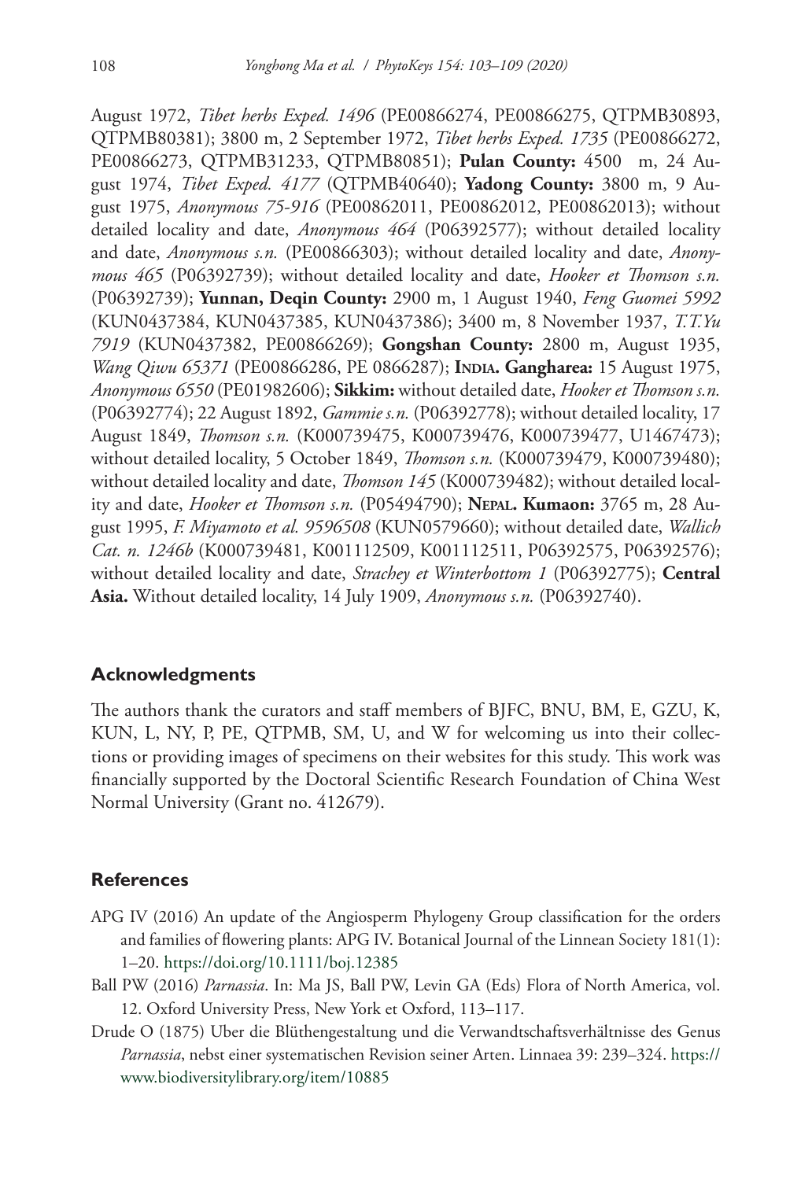August 1972, *Tibet herbs Exped. 1496* (PE00866274, PE00866275, QTPMB30893, QTPMB80381); 3800 m, 2 September 1972, *Tibet herbs Exped. 1735* (PE00866272, PE00866273, QTPMB31233, QTPMB80851); **Pulan County:** 4500 m, 24 August 1974, *Tibet Exped. 4177* (QTPMB40640); **Yadong County:** 3800 m, 9 August 1975, *Anonymous 75-916* (PE00862011, PE00862012, PE00862013); without detailed locality and date, *Anonymous 464* (P06392577); without detailed locality and date, *Anonymous s.n.* (PE00866303); without detailed locality and date, *Anonymous 465* (P06392739); without detailed locality and date, *Hooker et Thomson s.n.* (P06392739); **Yunnan, Deqin County:** 2900 m, 1 August 1940, *Feng Guomei 5992* (KUN0437384, KUN0437385, KUN0437386); 3400 m, 8 November 1937, *T.T.Yu 7919* (KUN0437382, PE00866269); **Gongshan County:** 2800 m, August 1935, *Wang Qiwu 65371* (PE00866286, PE 0866287); **India. Gangharea:** 15 August 1975, *Anonymous 6550* (PE01982606); **Sikkim:** without detailed date, *Hooker et Thomson s.n.* (P06392774); 22 August 1892, *Gammie s.n.* (P06392778); without detailed locality, 17 August 1849, *Thomson s.n.* (K000739475, K000739476, K000739477, U1467473); without detailed locality, 5 October 1849, *Thomson s.n.* (K000739479, K000739480); without detailed locality and date, *Thomson 145* (K000739482); without detailed locality and date, *Hooker et Thomson s.n.* (P05494790); **Nepal. Kumaon:** 3765 m, 28 August 1995, *F. Miyamoto et al. 9596508* (KUN0579660); without detailed date, *Wallich Cat. n. 1246b* (K000739481, K001112509, K001112511, P06392575, P06392576); without detailed locality and date, *Strachey et Winterbottom 1* (P06392775); **Central Asia.** Without detailed locality, 14 July 1909, *Anonymous s.n.* (P06392740).

## Acknowledgments

The authors thank the curators and staff members of BJFC, BNU, BM, E, GZU, K, KUN, L, NY, P, PE, QTPMB, SM, U, and W for welcoming us into their collections or providing images of specimens on their websites for this study. This work was financially supported by the Doctoral Scientific Research Foundation of China West Normal University (Grant no. 412679).

## References

- APG IV (2016) An update of the Angiosperm Phylogeny Group classification for the orders and families of flowering plants: APG IV. Botanical Journal of the Linnean Society 181(1): 1–20. https://doi.org/10.1111/boj.12385
- Ball PW (2016) *Parnassia*. In: Ma JS, Ball PW, Levin GA (Eds) Flora of North America, vol. 12. Oxford University Press, New York et Oxford, 113–117.
- Drude O (1875) Uber die Blüthengestaltung und die Verwandtschaftsverhältnisse des Genus *Parnassia*, nebst einer systematischen Revision seiner Arten. Linnaea 39: 239–324. https://www.biodiversitylibrary.org/item/10885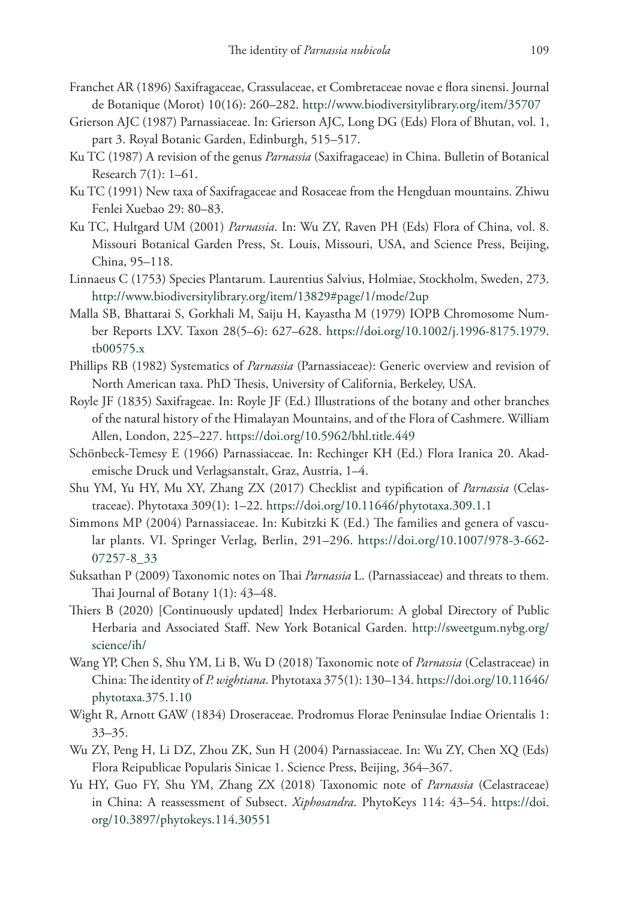Franchet AR (1896) Saxifragaceae, Crassulaceae, et Combretaceae novae e flora sinensi. Journal de Botanique (Morot) 10(16): 260–282. http://www.biodiversitylibrary.org/item/35707

Grierson AJC (1987) Parnassiaceae. In: Grierson AJC, Long DG (Eds) Flora of Bhutan, vol. 1, part 3. Royal Botanic Garden, Edinburgh, 515–517.

Ku TC (1987) A revision of the genus *Parnassia* (Saxifragaceae) in China. Bulletin of Botanical Research 7(1): 1–61.

Ku TC (1991) New taxa of Saxifragaceae and Rosaceae from the Hengduan mountains. Zhiwu Fenlei Xuebao 29: 80–83.

Ku TC, Hultgard UM (2001) *Parnassia*. In: Wu ZY, Raven PH (Eds) Flora of China, vol. 8. Missouri Botanical Garden Press, St. Louis, Missouri, USA, and Science Press, Beijing, China, 95–118.

Linnaeus C (1753) Species Plantarum. Laurentius Salvius, Holmiae, Stockholm, Sweden, 273. http://www.biodiversitylibrary.org/item/13829#page/1/mode/2up

Malla SB, Bhattarai S, Gorkhali M, Saiju H, Kayastha M (1979) IOPB Chromosome Number Reports LXV. Taxon 28(5–6): 627–628. https://doi.org/10.1002/j.1996-8175.1979.tb00575.x

Phillips RB (1982) Systematics of *Parnassia* (Parnassiaceae): Generic overview and revision of North American taxa. PhD Thesis, University of California, Berkeley, USA.

Royle JF (1835) Saxifrageae. In: Royle JF (Ed.) Illustrations of the botany and other branches of the natural history of the Himalayan Mountains, and of the Flora of Cashmere. William Allen, London, 225–227. https://doi.org/10.5962/bhl.title.449

Schönbeck-Temesy E (1966) Parnassiaceae. In: Rechinger KH (Ed.) Flora Iranica 20. Akademische Druck und Verlagsanstalt, Graz, Austria, 1–4.

Shu YM, Yu HY, Mu XY, Zhang ZX (2017) Checklist and typification of *Parnassia* (Celastraceae). Phytotaxa 309(1): 1–22. https://doi.org/10.11646/phytotaxa.309.1.1

Simmons MP (2004) Parnassiaceae. In: Kubitzki K (Ed.) The families and genera of vascular plants. VI. Springer Verlag, Berlin, 291–296. https://doi.org/10.1007/978-3-662-07257-8_33

Suksathan P (2009) Taxonomic notes on Thai *Parnassia* L. (Parnassiaceae) and threats to them. Thai Journal of Botany 1(1): 43–48.

Thiers B (2020) [Continuously updated] Index Herbariorum: A global Directory of Public Herbaria and Associated Staff. New York Botanical Garden. http://sweetgum.nybg.org/science/ih/

Wang YP, Chen S, Shu YM, Li B, Wu D (2018) Taxonomic note of *Parnassia* (Celastraceae) in China: The identity of *P. wightiana*. Phytotaxa 375(1): 130–134. https://doi.org/10.11646/phytotaxa.375.1.10

Wight R, Arnott GAW (1834) Droseraceae. Prodromus Florae Peninsulae Indiae Orientalis 1: 33–35.

Wu ZY, Peng H, Li DZ, Zhou ZK, Sun H (2004) Parnassiaceae. In: Wu ZY, Chen XQ (Eds) Flora Reipublicae Popularis Sinicae 1. Science Press, Beijing, 364–367.

Yu HY, Guo FY, Shu YM, Zhang ZX (2018) Taxonomic note of *Parnassia* (Celastraceae) in China: A reassessment of Subsect. *Xiphosandra*. PhytoKeys 114: 43–54. https://doi.org/10.3897/phytokeys.114.30551